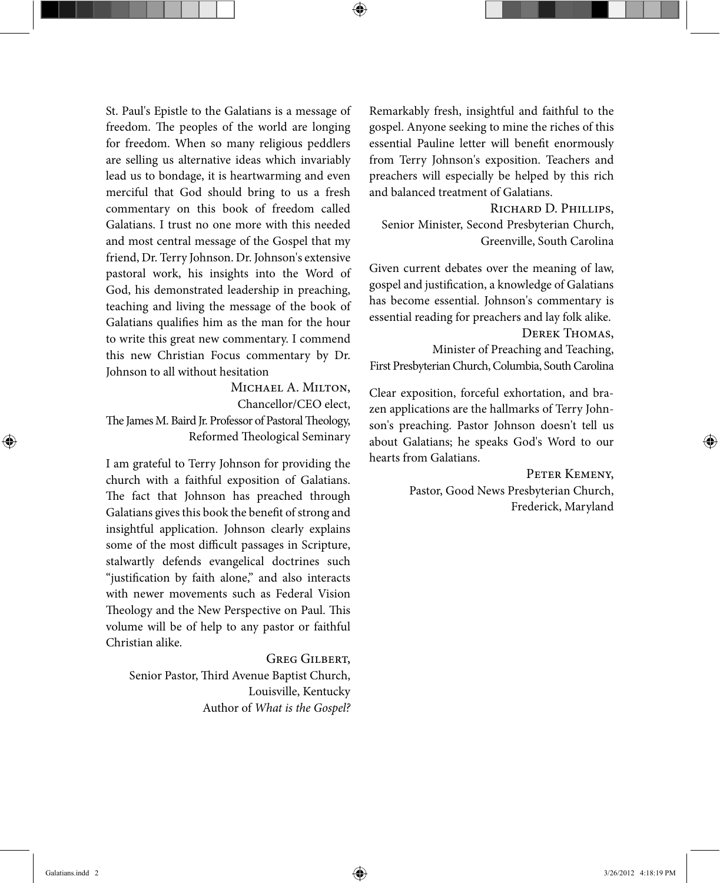St. Paul's Epistle to the Galatians is a message of freedom. The peoples of the world are longing for freedom. When so many religious peddlers are selling us alternative ideas which invariably lead us to bondage, it is heartwarming and even merciful that God should bring to us a fresh commentary on this book of freedom called Galatians. I trust no one more with this needed and most central message of the Gospel that my friend, Dr. Terry Johnson. Dr. Johnson's extensive pastoral work, his insights into the Word of God, his demonstrated leadership in preaching, teaching and living the message of the book of Galatians qualifies him as the man for the hour to write this great new commentary. I commend this new Christian Focus commentary by Dr. Johnson to all without hesitation

Michael A. Milton,
Chancellor/CEO elect,
The James M. Baird Jr. Professor of Pastoral Theology,
Reformed Theological Seminary

I am grateful to Terry Johnson for providing the church with a faithful exposition of Galatians. The fact that Johnson has preached through Galatians gives this book the benefit of strong and insightful application. Johnson clearly explains some of the most difficult passages in Scripture, stalwartly defends evangelical doctrines such "justification by faith alone," and also interacts with newer movements such as Federal Vision Theology and the New Perspective on Paul. This volume will be of help to any pastor or faithful Christian alike.

Greg Gilbert,
Senior Pastor, Third Avenue Baptist Church,
Louisville, Kentucky
Author of *What is the Gospel?*

Remarkably fresh, insightful and faithful to the gospel. Anyone seeking to mine the riches of this essential Pauline letter will benefit enormously from Terry Johnson's exposition. Teachers and preachers will especially be helped by this rich and balanced treatment of Galatians.

Richard D. Phillips,
Senior Minister, Second Presbyterian Church,
Greenville, South Carolina

Given current debates over the meaning of law, gospel and justification, a knowledge of Galatians has become essential. Johnson's commentary is essential reading for preachers and lay folk alike.

Derek Thomas,
Minister of Preaching and Teaching,
First Presbyterian Church, Columbia, South Carolina

Clear exposition, forceful exhortation, and brazen applications are the hallmarks of Terry Johnson's preaching. Pastor Johnson doesn't tell us about Galatians; he speaks God's Word to our hearts from Galatians.

Peter Kemeny,
Pastor, Good News Presbyterian Church,
Frederick, Maryland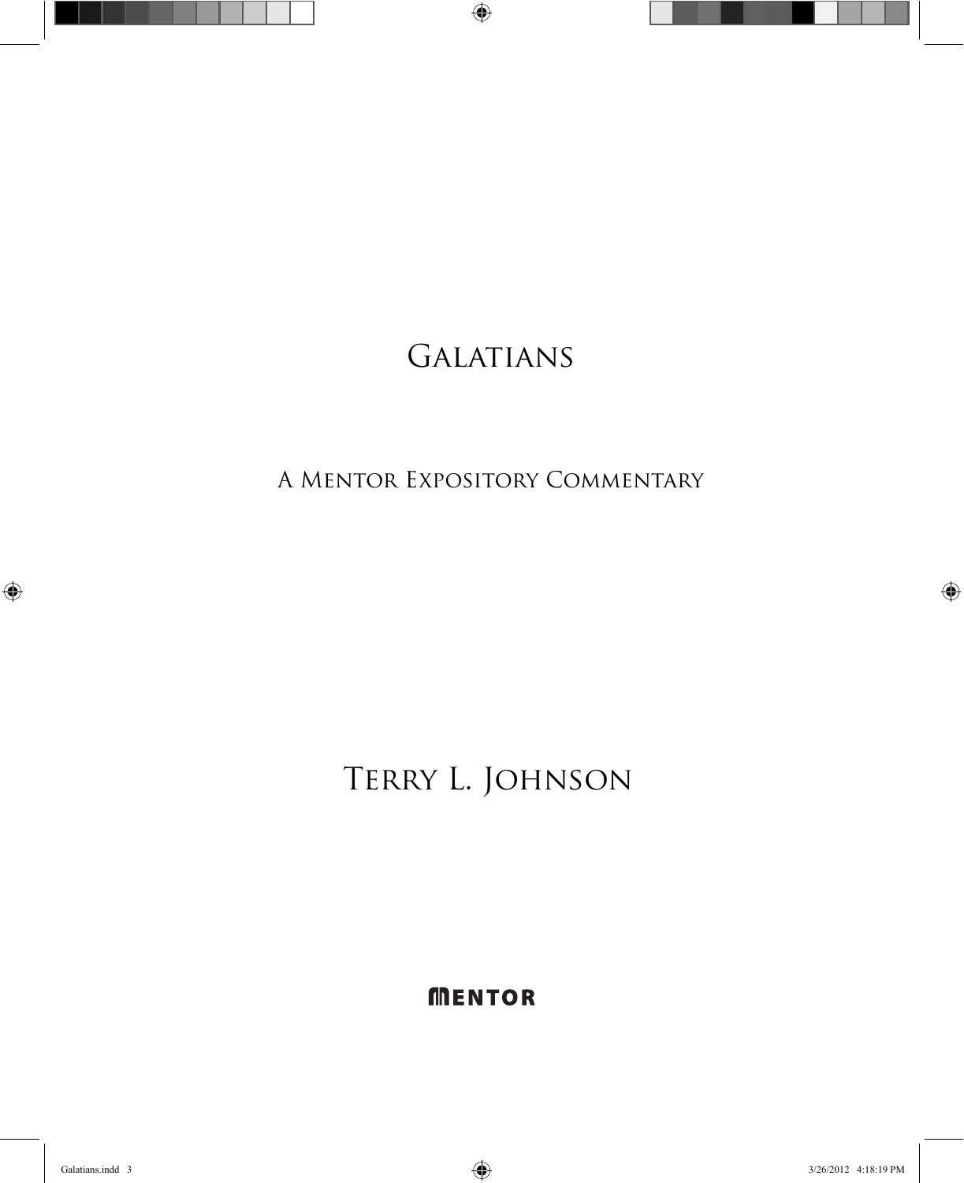# Galatians

## A Mentor Expository Commentary

## Terry L. Johnson

MENTOR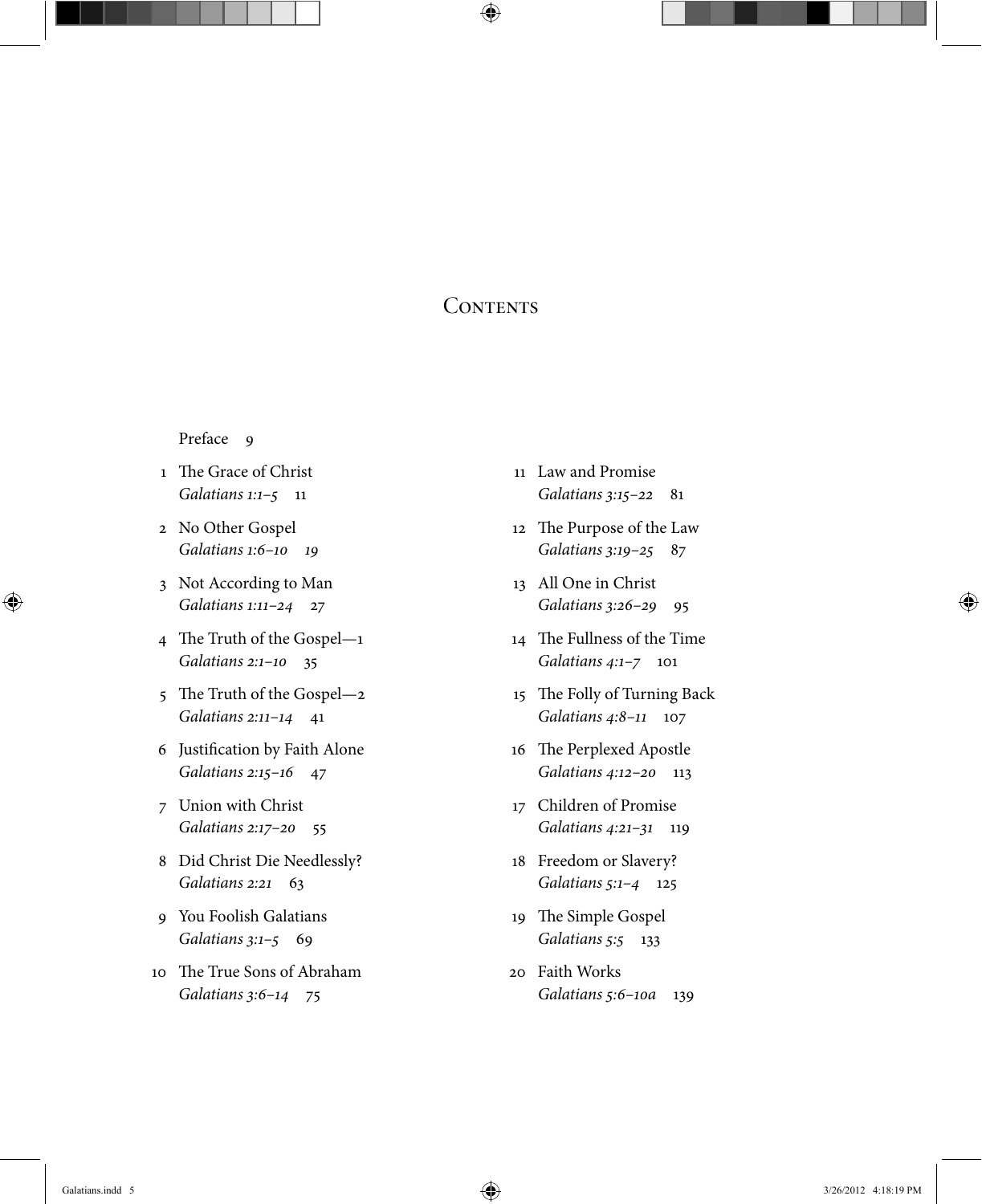# Contents

Preface 9

1. The Grace of Christ
   *Galatians 1:1–5* 11
2. No Other Gospel
   *Galatians 1:6–10* 19
3. Not According to Man
   *Galatians 1:11–24* 27
4. The Truth of the Gospel—1
   *Galatians 2:1–10* 35
5. The Truth of the Gospel—2
   *Galatians 2:11–14* 41
6. Justification by Faith Alone
   *Galatians 2:15–16* 47
7. Union with Christ
   *Galatians 2:17–20* 55
8. Did Christ Die Needlessly?
   *Galatians 2:21* 63
9. You Foolish Galatians
   *Galatians 3:1–5* 69
10. The True Sons of Abraham
    *Galatians 3:6–14* 75
11. Law and Promise
    *Galatians 3:15–22* 81
12. The Purpose of the Law
    *Galatians 3:19–25* 87
13. All One in Christ
    *Galatians 3:26–29* 95
14. The Fullness of the Time
    *Galatians 4:1–7* 101
15. The Folly of Turning Back
    *Galatians 4:8–11* 107
16. The Perplexed Apostle
    *Galatians 4:12–20* 113
17. Children of Promise
    *Galatians 4:21–31* 119
18. Freedom or Slavery?
    *Galatians 5:1–4* 125
19. The Simple Gospel
    *Galatians 5:5* 133
20. Faith Works
    *Galatians 5:6–10a* 139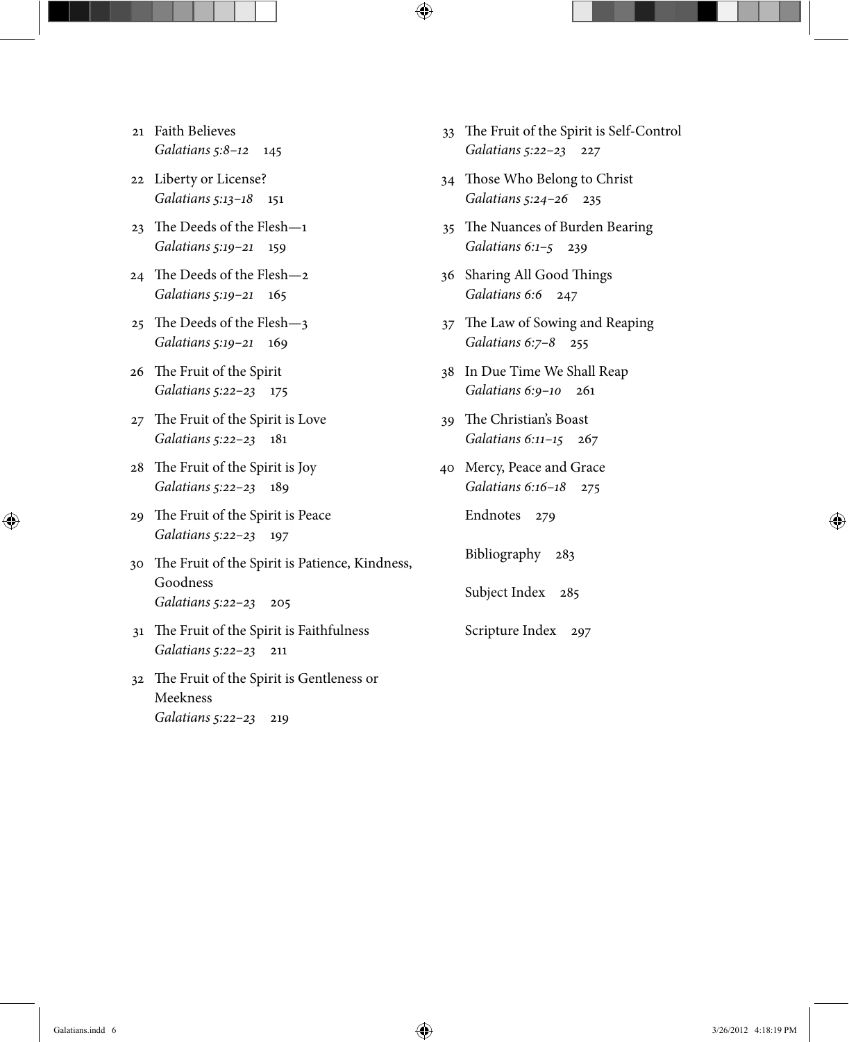21 Faith Believes
*Galatians 5:8–12* 145

22 Liberty or License?
*Galatians 5:13–18* 151

23 The Deeds of the Flesh—1
*Galatians 5:19–21* 159

24 The Deeds of the Flesh—2
*Galatians 5:19–21* 165

25 The Deeds of the Flesh—3
*Galatians 5:19–21* 169

26 The Fruit of the Spirit
*Galatians 5:22–23* 175

27 The Fruit of the Spirit is Love
*Galatians 5:22–23* 181

28 The Fruit of the Spirit is Joy
*Galatians 5:22–23* 189

29 The Fruit of the Spirit is Peace
*Galatians 5:22–23* 197

30 The Fruit of the Spirit is Patience, Kindness, Goodness
*Galatians 5:22–23* 205

31 The Fruit of the Spirit is Faithfulness
*Galatians 5:22–23* 211

32 The Fruit of the Spirit is Gentleness or Meekness
*Galatians 5:22–23* 219

33 The Fruit of the Spirit is Self-Control
*Galatians 5:22–23* 227

34 Those Who Belong to Christ
*Galatians 5:24–26* 235

35 The Nuances of Burden Bearing
*Galatians 6:1–5* 239

36 Sharing All Good Things
*Galatians 6:6* 247

37 The Law of Sowing and Reaping
*Galatians 6:7–8* 255

38 In Due Time We Shall Reap
*Galatians 6:9–10* 261

39 The Christian's Boast
*Galatians 6:11–15* 267

40 Mercy, Peace and Grace
*Galatians 6:16–18* 275

Endnotes 279

Bibliography 283

Subject Index 285

Scripture Index 297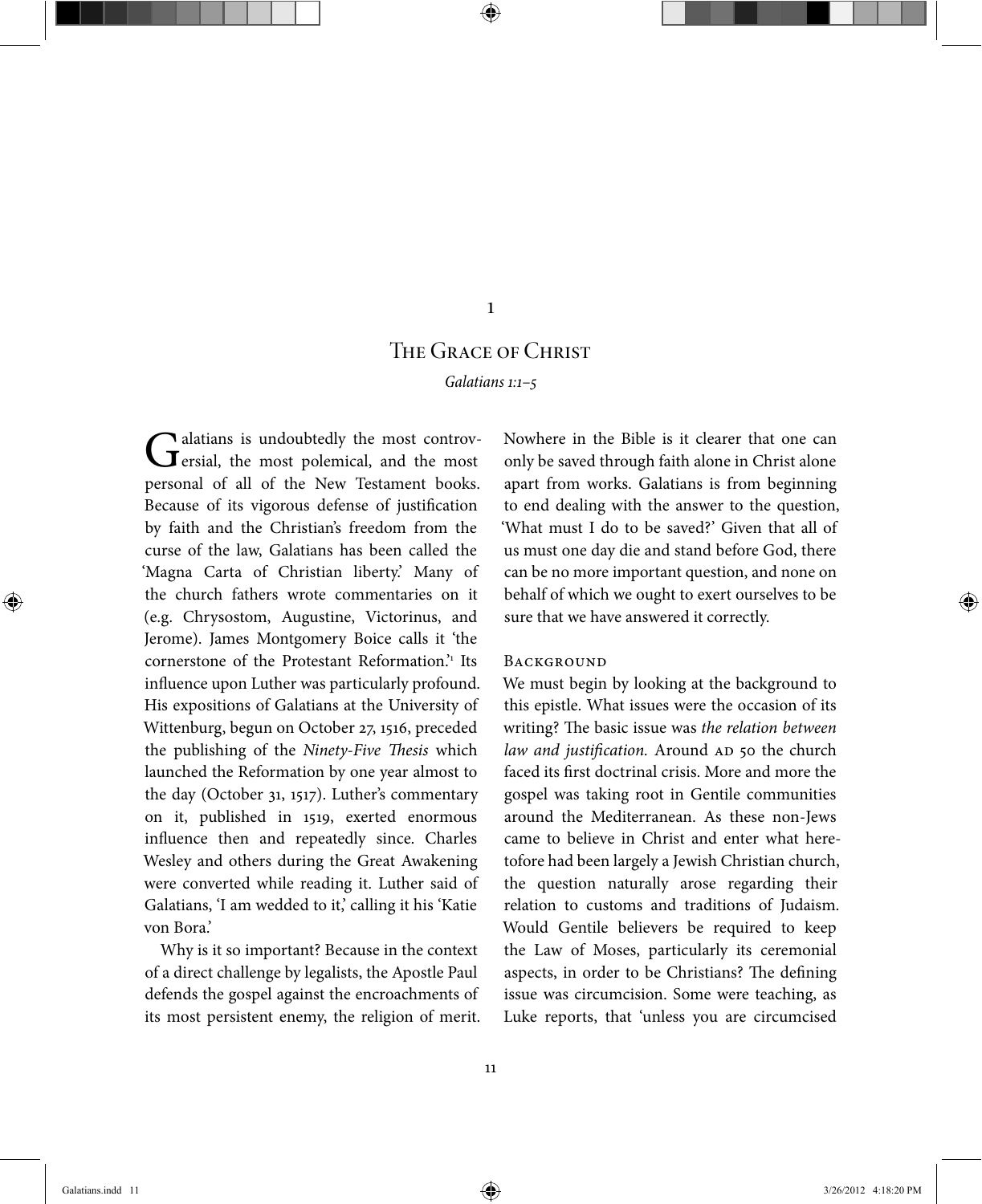# 1

## The Grace of Christ

*Galatians 1:1–5*

Galatians is undoubtedly the most controversial, the most polemical, and the most personal of all of the New Testament books. Because of its vigorous defense of justification by faith and the Christian's freedom from the curse of the law, Galatians has been called the 'Magna Carta of Christian liberty.' Many of the church fathers wrote commentaries on it (e.g. Chrysostom, Augustine, Victorinus, and Jerome). James Montgomery Boice calls it 'the cornerstone of the Protestant Reformation.'[1] Its influence upon Luther was particularly profound. His expositions of Galatians at the University of Wittenburg, begun on October 27, 1516, preceded the publishing of the *Ninety-Five Thesis* which launched the Reformation by one year almost to the day (October 31, 1517). Luther's commentary on it, published in 1519, exerted enormous influence then and repeatedly since. Charles Wesley and others during the Great Awakening were converted while reading it. Luther said of Galatians, 'I am wedded to it,' calling it his 'Katie von Bora.'

Why is it so important? Because in the context of a direct challenge by legalists, the Apostle Paul defends the gospel against the encroachments of its most persistent enemy, the religion of merit. Nowhere in the Bible is it clearer that one can only be saved through faith alone in Christ alone apart from works. Galatians is from beginning to end dealing with the answer to the question, 'What must I do to be saved?' Given that all of us must one day die and stand before God, there can be no more important question, and none on behalf of which we ought to exert ourselves to be sure that we have answered it correctly.

### Background

We must begin by looking at the background to this epistle. What issues were the occasion of its writing? The basic issue was *the relation between law and justification*. Around AD 50 the church faced its first doctrinal crisis. More and more the gospel was taking root in Gentile communities around the Mediterranean. As these non-Jews came to believe in Christ and enter what heretofore had been largely a Jewish Christian church, the question naturally arose regarding their relation to customs and traditions of Judaism. Would Gentile believers be required to keep the Law of Moses, particularly its ceremonial aspects, in order to be Christians? The defining issue was circumcision. Some were teaching, as Luke reports, that 'unless you are circumcised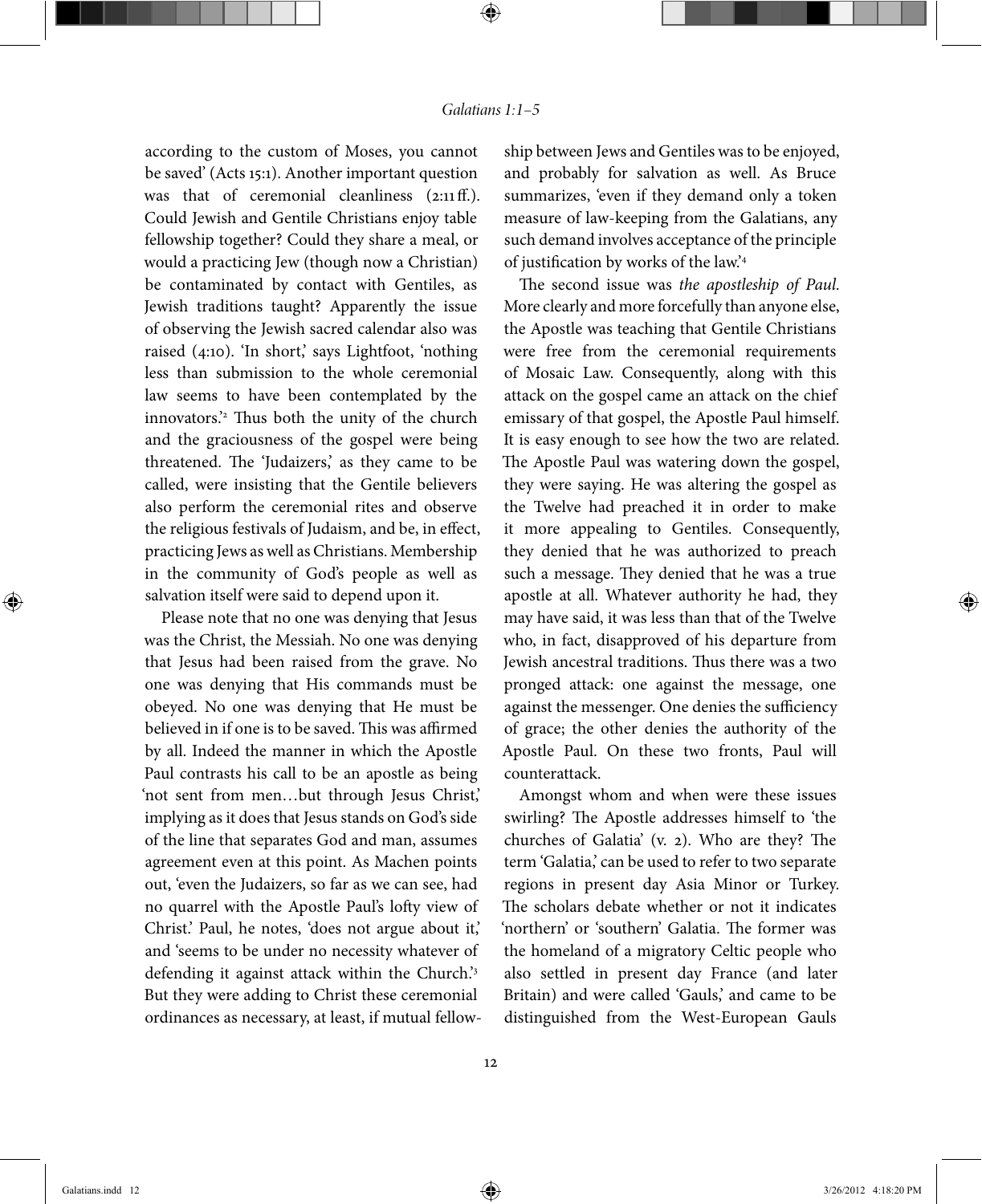according to the custom of Moses, you cannot be saved' (Acts 15:1). Another important question was that of ceremonial cleanliness (2:11 ff.). Could Jewish and Gentile Christians enjoy table fellowship together? Could they share a meal, or would a practicing Jew (though now a Christian) be contaminated by contact with Gentiles, as Jewish traditions taught? Apparently the issue of observing the Jewish sacred calendar also was raised (4:10). 'In short,' says Lightfoot, 'nothing less than submission to the whole ceremonial law seems to have been contemplated by the innovators.'[2] Thus both the unity of the church and the graciousness of the gospel were being threatened. The 'Judaizers,' as they came to be called, were insisting that the Gentile believers also perform the ceremonial rites and observe the religious festivals of Judaism, and be, in effect, practicing Jews as well as Christians. Membership in the community of God's people as well as salvation itself were said to depend upon it.

Please note that no one was denying that Jesus was the Christ, the Messiah. No one was denying that Jesus had been raised from the grave. No one was denying that His commands must be obeyed. No one was denying that He must be believed in if one is to be saved. This was affirmed by all. Indeed the manner in which the Apostle Paul contrasts his call to be an apostle as being 'not sent from men…but through Jesus Christ,' implying as it does that Jesus stands on God's side of the line that separates God and man, assumes agreement even at this point. As Machen points out, 'even the Judaizers, so far as we can see, had no quarrel with the Apostle Paul's lofty view of Christ.' Paul, he notes, 'does not argue about it,' and 'seems to be under no necessity whatever of defending it against attack within the Church.'[3] But they were adding to Christ these ceremonial ordinances as necessary, at least, if mutual fellowship between Jews and Gentiles was to be enjoyed, and probably for salvation as well. As Bruce summarizes, 'even if they demand only a token measure of law-keeping from the Galatians, any such demand involves acceptance of the principle of justification by works of the law.'[4]

The second issue was *the apostleship of Paul.* More clearly and more forcefully than anyone else, the Apostle was teaching that Gentile Christians were free from the ceremonial requirements of Mosaic Law. Consequently, along with this attack on the gospel came an attack on the chief emissary of that gospel, the Apostle Paul himself. It is easy enough to see how the two are related. The Apostle Paul was watering down the gospel, they were saying. He was altering the gospel as the Twelve had preached it in order to make it more appealing to Gentiles. Consequently, they denied that he was authorized to preach such a message. They denied that he was a true apostle at all. Whatever authority he had, they may have said, it was less than that of the Twelve who, in fact, disapproved of his departure from Jewish ancestral traditions. Thus there was a two pronged attack: one against the message, one against the messenger. One denies the sufficiency of grace; the other denies the authority of the Apostle Paul. On these two fronts, Paul will counterattack.

Amongst whom and when were these issues swirling? The Apostle addresses himself to 'the churches of Galatia' (v. 2). Who are they? The term 'Galatia,' can be used to refer to two separate regions in present day Asia Minor or Turkey. The scholars debate whether or not it indicates 'northern' or 'southern' Galatia. The former was the homeland of a migratory Celtic people who also settled in present day France (and later Britain) and were called 'Gauls,' and came to be distinguished from the West-European Gauls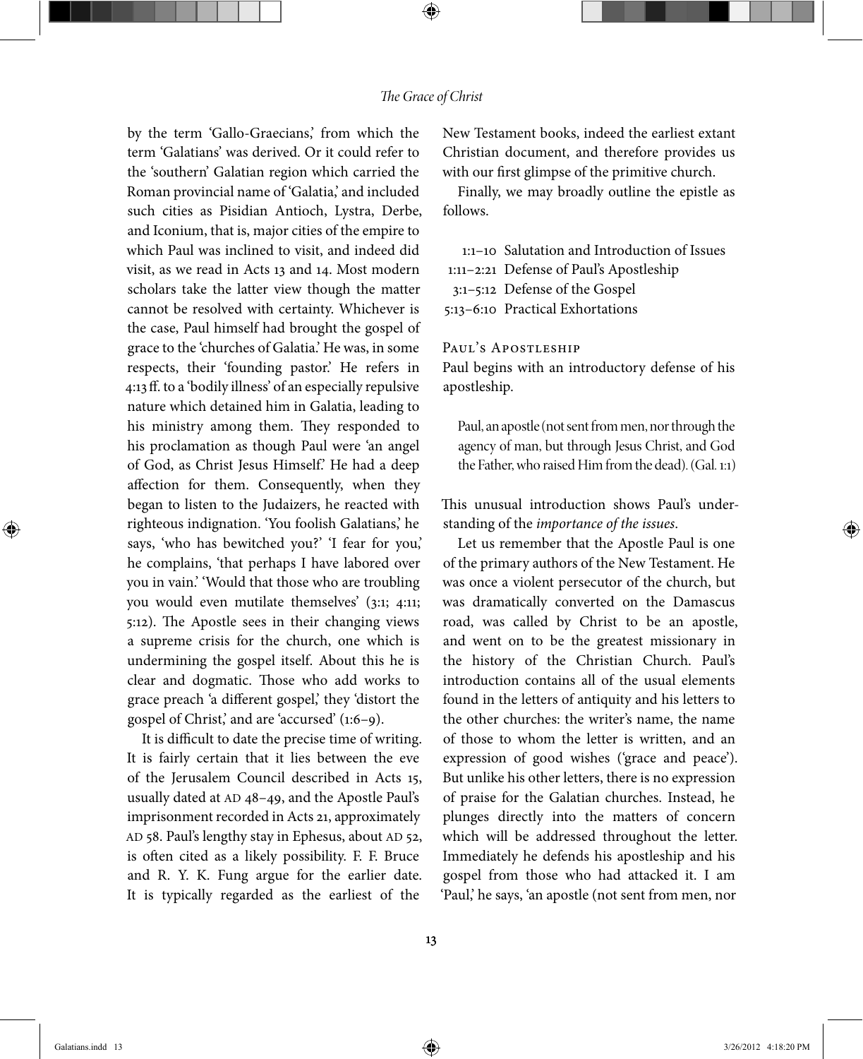by the term 'Gallo-Graecians,' from which the term 'Galatians' was derived. Or it could refer to the 'southern' Galatian region which carried the Roman provincial name of 'Galatia,' and included such cities as Pisidian Antioch, Lystra, Derbe, and Iconium, that is, major cities of the empire to which Paul was inclined to visit, and indeed did visit, as we read in Acts 13 and 14. Most modern scholars take the latter view though the matter cannot be resolved with certainty. Whichever is the case, Paul himself had brought the gospel of grace to the 'churches of Galatia.' He was, in some respects, their 'founding pastor.' He refers in 4:13 ff. to a 'bodily illness' of an especially repulsive nature which detained him in Galatia, leading to his ministry among them. They responded to his proclamation as though Paul were 'an angel of God, as Christ Jesus Himself.' He had a deep affection for them. Consequently, when they began to listen to the Judaizers, he reacted with righteous indignation. 'You foolish Galatians,' he says, 'who has bewitched you?' 'I fear for you,' he complains, 'that perhaps I have labored over you in vain.' 'Would that those who are troubling you would even mutilate themselves' (3:1; 4:11; 5:12). The Apostle sees in their changing views a supreme crisis for the church, one which is undermining the gospel itself. About this he is clear and dogmatic. Those who add works to grace preach 'a different gospel,' they 'distort the gospel of Christ,' and are 'accursed' (1:6–9).

It is difficult to date the precise time of writing. It is fairly certain that it lies between the eve of the Jerusalem Council described in Acts 15, usually dated at AD 48–49, and the Apostle Paul's imprisonment recorded in Acts 21, approximately AD 58. Paul's lengthy stay in Ephesus, about AD 52, is often cited as a likely possibility. F. F. Bruce and R. Y. K. Fung argue for the earlier date. It is typically regarded as the earliest of the New Testament books, indeed the earliest extant Christian document, and therefore provides us with our first glimpse of the primitive church.

Finally, we may broadly outline the epistle as follows.

- 1:1–10 Salutation and Introduction of Issues
- 1:11–2:21 Defense of Paul's Apostleship
- 3:1–5:12 Defense of the Gospel
- 5:13–6:10 Practical Exhortations

## Paul's Apostleship

Paul begins with an introductory defense of his apostleship.

> Paul, an apostle (not sent from men, nor through the agency of man, but through Jesus Christ, and God the Father, who raised Him from the dead). (Gal. 1:1)

This unusual introduction shows Paul's understanding of the *importance of the issues*.

Let us remember that the Apostle Paul is one of the primary authors of the New Testament. He was once a violent persecutor of the church, but was dramatically converted on the Damascus road, was called by Christ to be an apostle, and went on to be the greatest missionary in the history of the Christian Church. Paul's introduction contains all of the usual elements found in the letters of antiquity and his letters to the other churches: the writer's name, the name of those to whom the letter is written, and an expression of good wishes ('grace and peace'). But unlike his other letters, there is no expression of praise for the Galatian churches. Instead, he plunges directly into the matters of concern which will be addressed throughout the letter. Immediately he defends his apostleship and his gospel from those who had attacked it. I am 'Paul,' he says, 'an apostle (not sent from men, nor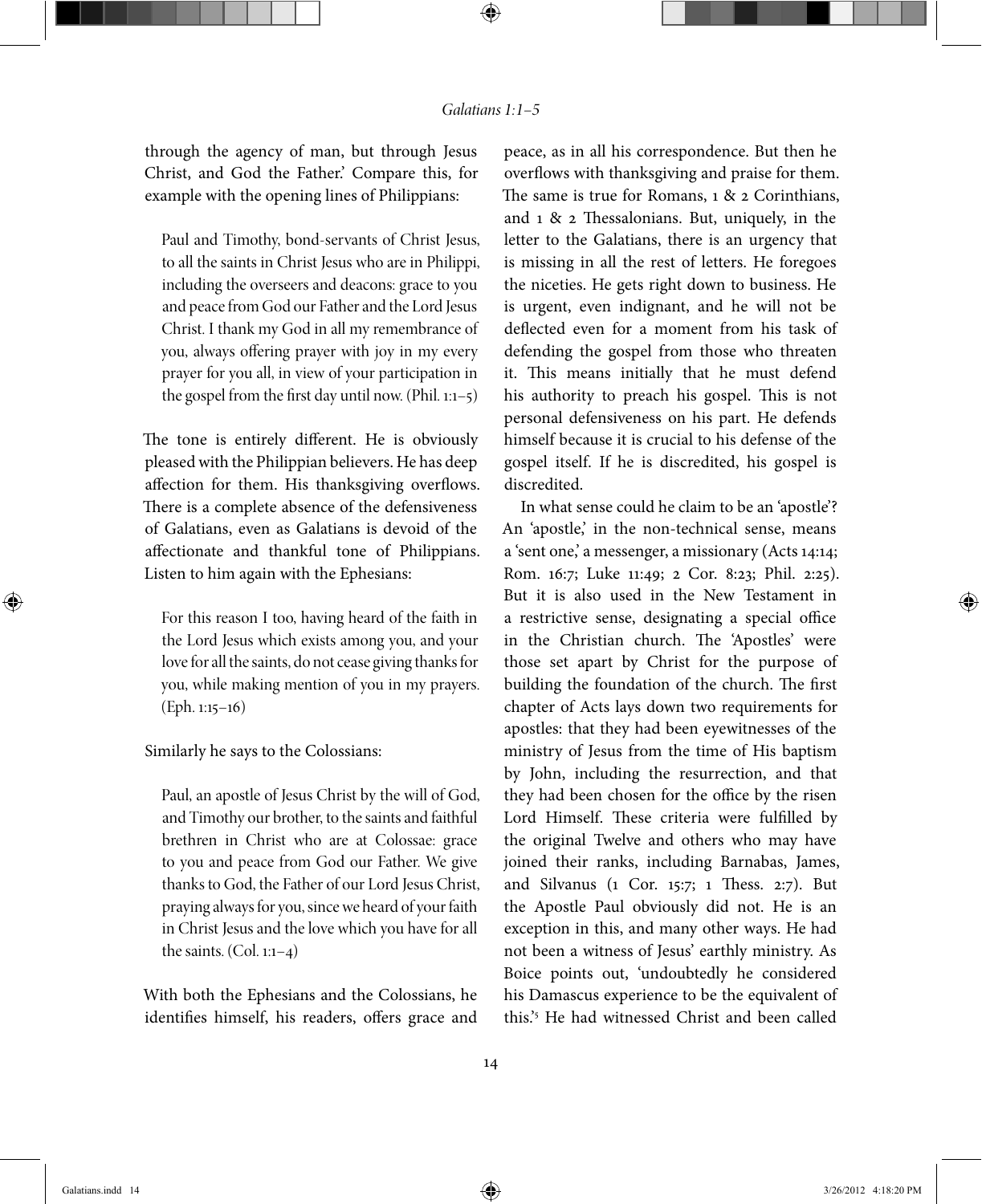through the agency of man, but through Jesus Christ, and God the Father.' Compare this, for example with the opening lines of Philippians:

> Paul and Timothy, bond-servants of Christ Jesus, to all the saints in Christ Jesus who are in Philippi, including the overseers and deacons: grace to you and peace from God our Father and the Lord Jesus Christ. I thank my God in all my remembrance of you, always offering prayer with joy in my every prayer for you all, in view of your participation in the gospel from the first day until now. (Phil. 1:1–5)

The tone is entirely different. He is obviously pleased with the Philippian believers. He has deep affection for them. His thanksgiving overflows. There is a complete absence of the defensiveness of Galatians, even as Galatians is devoid of the affectionate and thankful tone of Philippians. Listen to him again with the Ephesians:

> For this reason I too, having heard of the faith in the Lord Jesus which exists among you, and your love for all the saints, do not cease giving thanks for you, while making mention of you in my prayers. (Eph. 1:15–16)

Similarly he says to the Colossians:

> Paul, an apostle of Jesus Christ by the will of God, and Timothy our brother, to the saints and faithful brethren in Christ who are at Colossae: grace to you and peace from God our Father. We give thanks to God, the Father of our Lord Jesus Christ, praying always for you, since we heard of your faith in Christ Jesus and the love which you have for all the saints. (Col. 1:1–4)

With both the Ephesians and the Colossians, he identifies himself, his readers, offers grace and peace, as in all his correspondence. But then he overflows with thanksgiving and praise for them. The same is true for Romans, 1 & 2 Corinthians, and 1 & 2 Thessalonians. But, uniquely, in the letter to the Galatians, there is an urgency that is missing in all the rest of letters. He foregoes the niceties. He gets right down to business. He is urgent, even indignant, and he will not be deflected even for a moment from his task of defending the gospel from those who threaten it. This means initially that he must defend his authority to preach his gospel. This is not personal defensiveness on his part. He defends himself because it is crucial to his defense of the gospel itself. If he is discredited, his gospel is discredited.

In what sense could he claim to be an 'apostle'? An 'apostle,' in the non-technical sense, means a 'sent one,' a messenger, a missionary (Acts 14:14; Rom. 16:7; Luke 11:49; 2 Cor. 8:23; Phil. 2:25). But it is also used in the New Testament in a restrictive sense, designating a special office in the Christian church. The 'Apostles' were those set apart by Christ for the purpose of building the foundation of the church. The first chapter of Acts lays down two requirements for apostles: that they had been eyewitnesses of the ministry of Jesus from the time of His baptism by John, including the resurrection, and that they had been chosen for the office by the risen Lord Himself. These criteria were fulfilled by the original Twelve and others who may have joined their ranks, including Barnabas, James, and Silvanus (1 Cor. 15:7; 1 Thess. 2:7). But the Apostle Paul obviously did not. He is an exception in this, and many other ways. He had not been a witness of Jesus' earthly ministry. As Boice points out, 'undoubtedly he considered his Damascus experience to be the equivalent of this.'[5] He had witnessed Christ and been called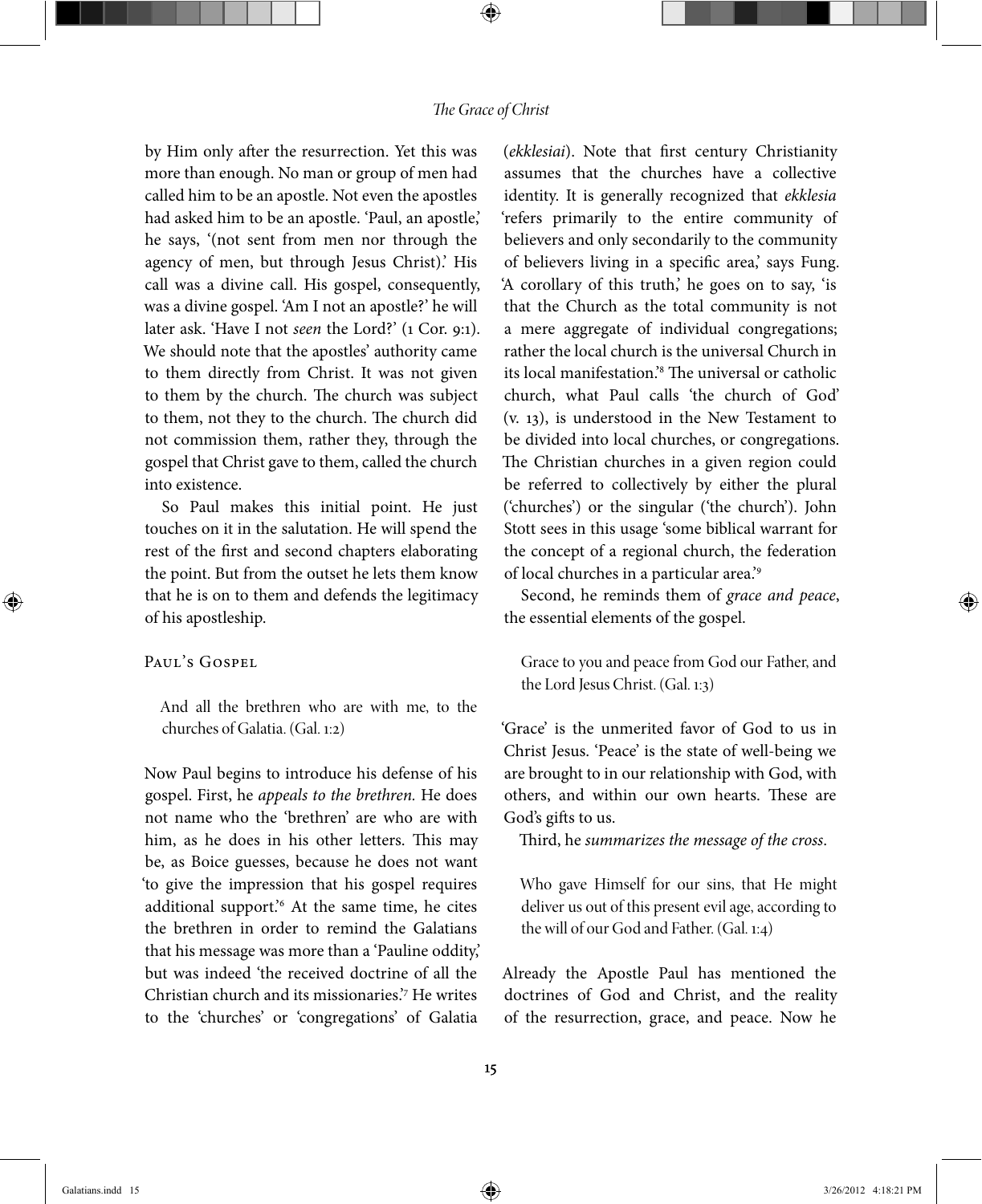by Him only after the resurrection. Yet this was more than enough. No man or group of men had called him to be an apostle. Not even the apostles had asked him to be an apostle. 'Paul, an apostle,' he says, '(not sent from men nor through the agency of men, but through Jesus Christ).' His call was a divine call. His gospel, consequently, was a divine gospel. 'Am I not an apostle?' he will later ask. 'Have I not *seen* the Lord?' (1 Cor. 9:1). We should note that the apostles' authority came to them directly from Christ. It was not given to them by the church. The church was subject to them, not they to the church. The church did not commission them, rather they, through the gospel that Christ gave to them, called the church into existence.

So Paul makes this initial point. He just touches on it in the salutation. He will spend the rest of the first and second chapters elaborating the point. But from the outset he lets them know that he is on to them and defends the legitimacy of his apostleship.

## Paul's Gospel

> And all the brethren who are with me, to the churches of Galatia. (Gal. 1:2)

Now Paul begins to introduce his defense of his gospel. First, he *appeals to the brethren*. He does not name who the 'brethren' are who are with him, as he does in his other letters. This may be, as Boice guesses, because he does not want 'to give the impression that his gospel requires additional support.'[6] At the same time, he cites the brethren in order to remind the Galatians that his message was more than a 'Pauline oddity,' but was indeed 'the received doctrine of all the Christian church and its missionaries.'[7] He writes to the 'churches' or 'congregations' of Galatia (*ekklesiai*). Note that first century Christianity assumes that the churches have a collective identity. It is generally recognized that *ekklesia* 'refers primarily to the entire community of believers and only secondarily to the community of believers living in a specific area,' says Fung. 'A corollary of this truth,' he goes on to say, 'is that the Church as the total community is not a mere aggregate of individual congregations; rather the local church is the universal Church in its local manifestation.'[8] The universal or catholic church, what Paul calls 'the church of God' (v. 13), is understood in the New Testament to be divided into local churches, or congregations. The Christian churches in a given region could be referred to collectively by either the plural ('churches') or the singular ('the church'). John Stott sees in this usage 'some biblical warrant for the concept of a regional church, the federation of local churches in a particular area.'[9]

Second, he reminds them of *grace and peace*, the essential elements of the gospel.

> Grace to you and peace from God our Father, and the Lord Jesus Christ. (Gal. 1:3)

'Grace' is the unmerited favor of God to us in Christ Jesus. 'Peace' is the state of well-being we are brought to in our relationship with God, with others, and within our own hearts. These are God's gifts to us.

Third, he *summarizes the message of the cross*.

> Who gave Himself for our sins, that He might deliver us out of this present evil age, according to the will of our God and Father. (Gal. 1:4)

Already the Apostle Paul has mentioned the doctrines of God and Christ, and the reality of the resurrection, grace, and peace. Now he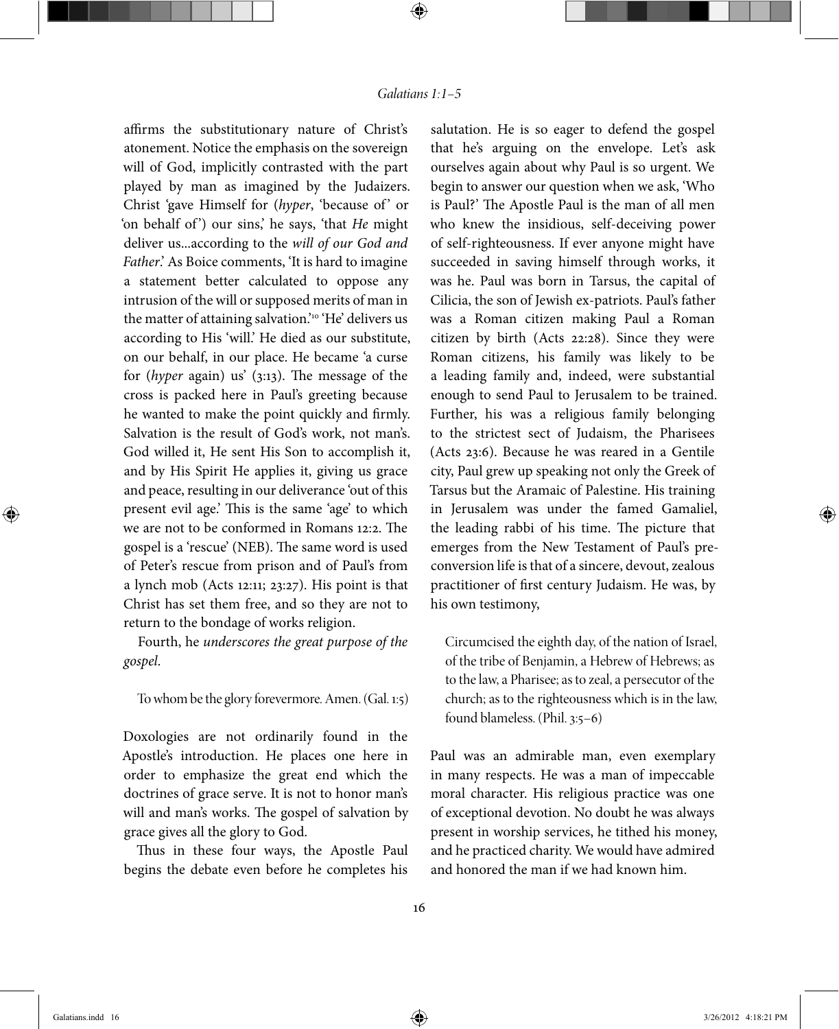affirms the substitutionary nature of Christ's atonement. Notice the emphasis on the sovereign will of God, implicitly contrasted with the part played by man as imagined by the Judaizers. Christ 'gave Himself for (*hyper*, 'because of' or 'on behalf of') our sins,' he says, 'that *He* might deliver us...according to the *will of our God and Father*.' As Boice comments, 'It is hard to imagine a statement better calculated to oppose any intrusion of the will or supposed merits of man in the matter of attaining salvation.'[10] 'He' delivers us according to His 'will.' He died as our substitute, on our behalf, in our place. He became 'a curse for (*hyper* again) us' (3:13). The message of the cross is packed here in Paul's greeting because he wanted to make the point quickly and firmly. Salvation is the result of God's work, not man's. God willed it, He sent His Son to accomplish it, and by His Spirit He applies it, giving us grace and peace, resulting in our deliverance 'out of this present evil age.' This is the same 'age' to which we are not to be conformed in Romans 12:2. The gospel is a 'rescue' (NEB). The same word is used of Peter's rescue from prison and of Paul's from a lynch mob (Acts 12:11; 23:27). His point is that Christ has set them free, and so they are not to return to the bondage of works religion.

Fourth, he *underscores the great purpose of the gospel*.

> To whom be the glory forevermore. Amen. (Gal. 1:5)

Doxologies are not ordinarily found in the Apostle's introduction. He places one here in order to emphasize the great end which the doctrines of grace serve. It is not to honor man's will and man's works. The gospel of salvation by grace gives all the glory to God.

Thus in these four ways, the Apostle Paul begins the debate even before he completes his salutation. He is so eager to defend the gospel that he's arguing on the envelope. Let's ask ourselves again about why Paul is so urgent. We begin to answer our question when we ask, 'Who is Paul?' The Apostle Paul is the man of all men who knew the insidious, self-deceiving power of self-righteousness. If ever anyone might have succeeded in saving himself through works, it was he. Paul was born in Tarsus, the capital of Cilicia, the son of Jewish ex-patriots. Paul's father was a Roman citizen making Paul a Roman citizen by birth (Acts 22:28). Since they were Roman citizens, his family was likely to be a leading family and, indeed, were substantial enough to send Paul to Jerusalem to be trained. Further, his was a religious family belonging to the strictest sect of Judaism, the Pharisees (Acts 23:6). Because he was reared in a Gentile city, Paul grew up speaking not only the Greek of Tarsus but the Aramaic of Palestine. His training in Jerusalem was under the famed Gamaliel, the leading rabbi of his time. The picture that emerges from the New Testament of Paul's pre-conversion life is that of a sincere, devout, zealous practitioner of first century Judaism. He was, by his own testimony,

> Circumcised the eighth day, of the nation of Israel, of the tribe of Benjamin, a Hebrew of Hebrews; as to the law, a Pharisee; as to zeal, a persecutor of the church; as to the righteousness which is in the law, found blameless. (Phil. 3:5–6)

Paul was an admirable man, even exemplary in many respects. He was a man of impeccable moral character. His religious practice was one of exceptional devotion. No doubt he was always present in worship services, he tithed his money, and he practiced charity. We would have admired and honored the man if we had known him.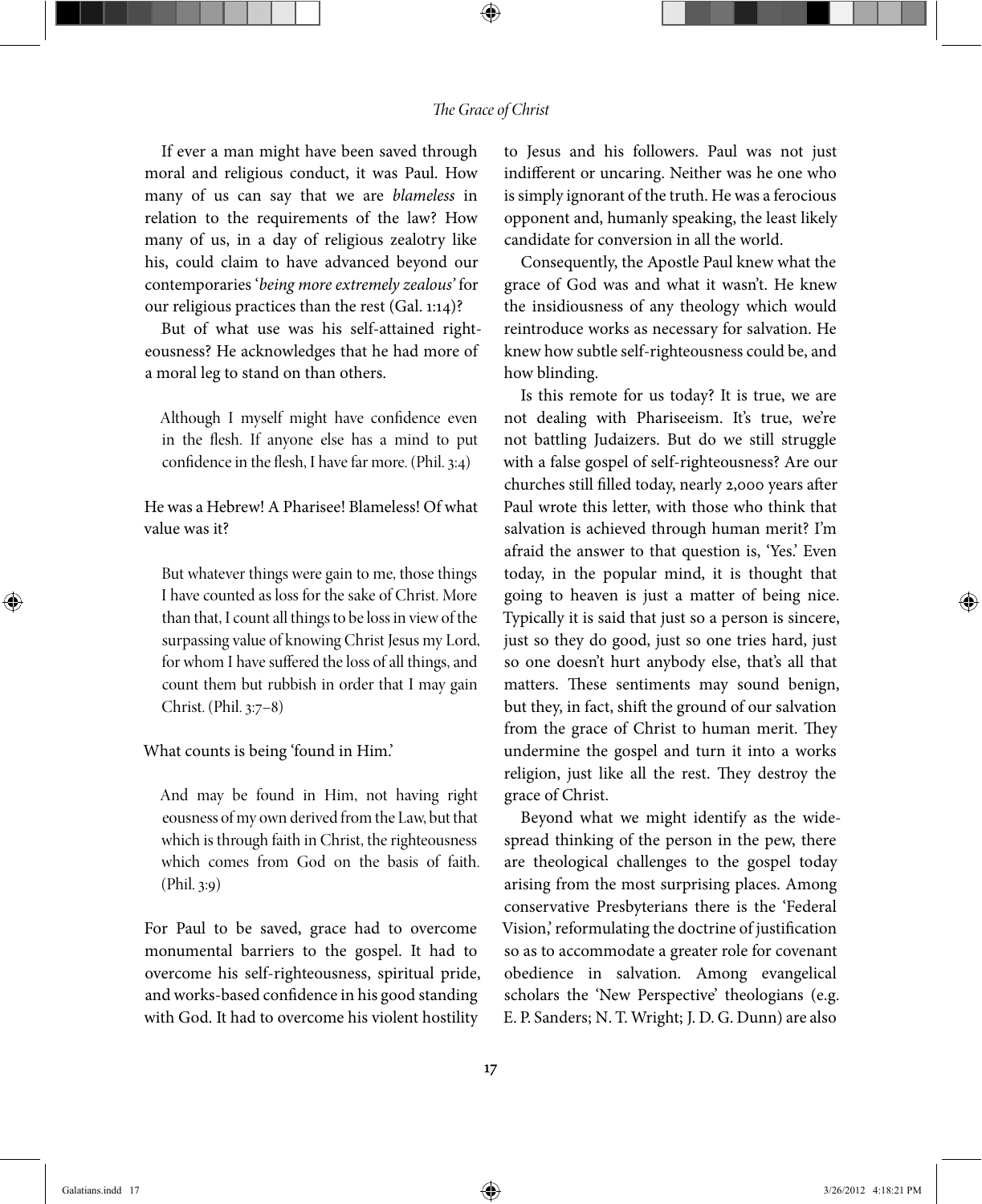If ever a man might have been saved through moral and religious conduct, it was Paul. How many of us can say that we are *blameless* in relation to the requirements of the law? How many of us, in a day of religious zealotry like his, could claim to have advanced beyond our contemporaries '*being more extremely zealous*' for our religious practices than the rest (Gal. 1:14)?

But of what use was his self-attained righteousness? He acknowledges that he had more of a moral leg to stand on than others.

> Although I myself might have confidence even in the flesh. If anyone else has a mind to put confidence in the flesh, I have far more. (Phil. 3:4)

He was a Hebrew! A Pharisee! Blameless! Of what value was it?

> But whatever things were gain to me, those things I have counted as loss for the sake of Christ. More than that, I count all things to be loss in view of the surpassing value of knowing Christ Jesus my Lord, for whom I have suffered the loss of all things, and count them but rubbish in order that I may gain Christ. (Phil. 3:7–8)

What counts is being 'found in Him.'

> And may be found in Him, not having right eousness of my own derived from the Law, but that which is through faith in Christ, the righteousness which comes from God on the basis of faith. (Phil. 3:9)

For Paul to be saved, grace had to overcome monumental barriers to the gospel. It had to overcome his self-righteousness, spiritual pride, and works-based confidence in his good standing with God. It had to overcome his violent hostility to Jesus and his followers. Paul was not just indifferent or uncaring. Neither was he one who is simply ignorant of the truth. He was a ferocious opponent and, humanly speaking, the least likely candidate for conversion in all the world.

Consequently, the Apostle Paul knew what the grace of God was and what it wasn't. He knew the insidiousness of any theology which would reintroduce works as necessary for salvation. He knew how subtle self-righteousness could be, and how blinding.

Is this remote for us today? It is true, we are not dealing with Phariseeism. It's true, we're not battling Judaizers. But do we still struggle with a false gospel of self-righteousness? Are our churches still filled today, nearly 2,000 years after Paul wrote this letter, with those who think that salvation is achieved through human merit? I'm afraid the answer to that question is, 'Yes.' Even today, in the popular mind, it is thought that going to heaven is just a matter of being nice. Typically it is said that just so a person is sincere, just so they do good, just so one tries hard, just so one doesn't hurt anybody else, that's all that matters. These sentiments may sound benign, but they, in fact, shift the ground of our salvation from the grace of Christ to human merit. They undermine the gospel and turn it into a works religion, just like all the rest. They destroy the grace of Christ.

Beyond what we might identify as the widespread thinking of the person in the pew, there are theological challenges to the gospel today arising from the most surprising places. Among conservative Presbyterians there is the 'Federal Vision,' reformulating the doctrine of justification so as to accommodate a greater role for covenant obedience in salvation. Among evangelical scholars the 'New Perspective' theologians (e.g. E. P. Sanders; N. T. Wright; J. D. G. Dunn) are also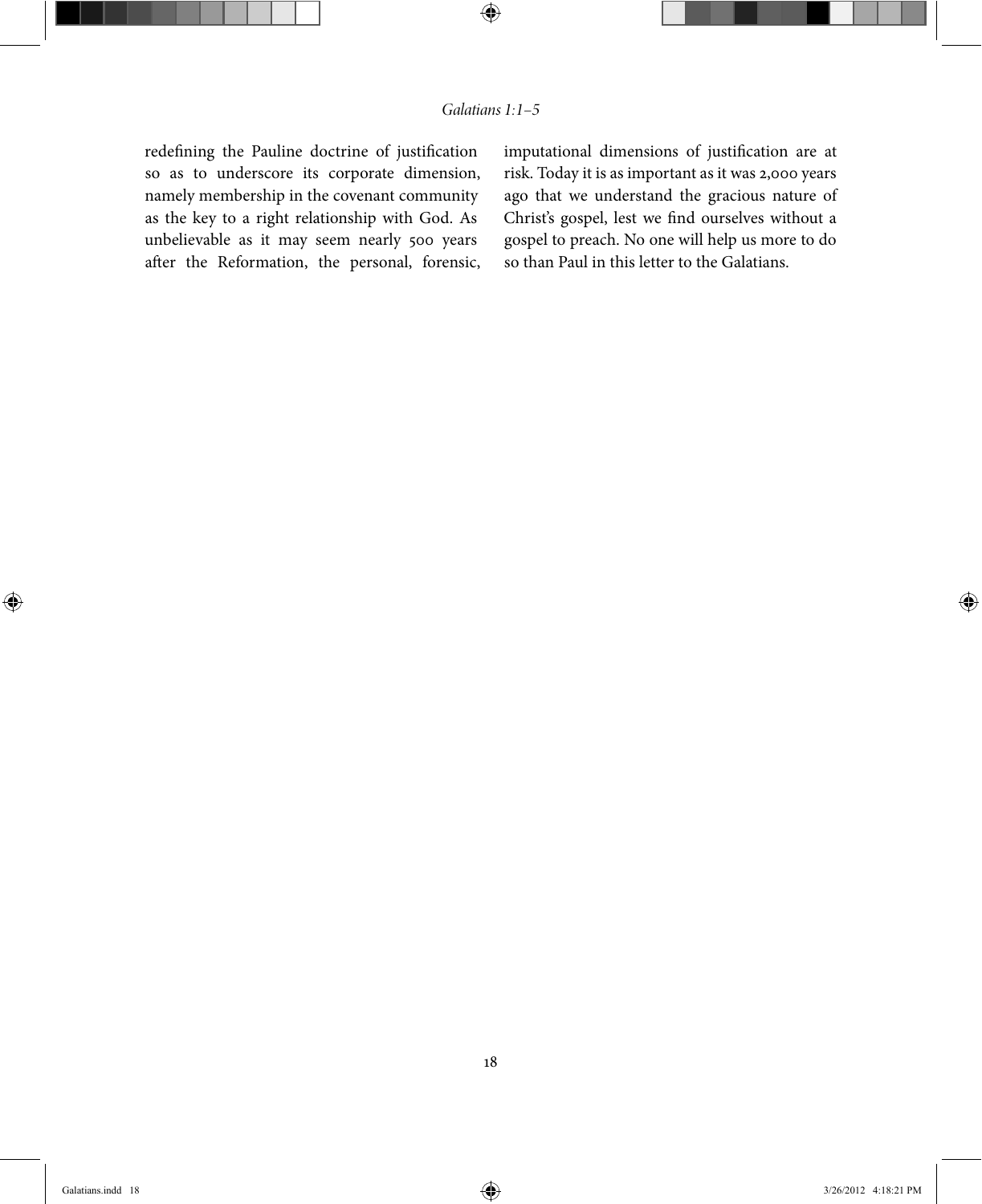redefining the Pauline doctrine of justification so as to underscore its corporate dimension, namely membership in the covenant community as the key to a right relationship with God. As unbelievable as it may seem nearly 500 years after the Reformation, the personal, forensic, imputational dimensions of justification are at risk. Today it is as important as it was 2,000 years ago that we understand the gracious nature of Christ's gospel, lest we find ourselves without a gospel to preach. No one will help us more to do so than Paul in this letter to the Galatians.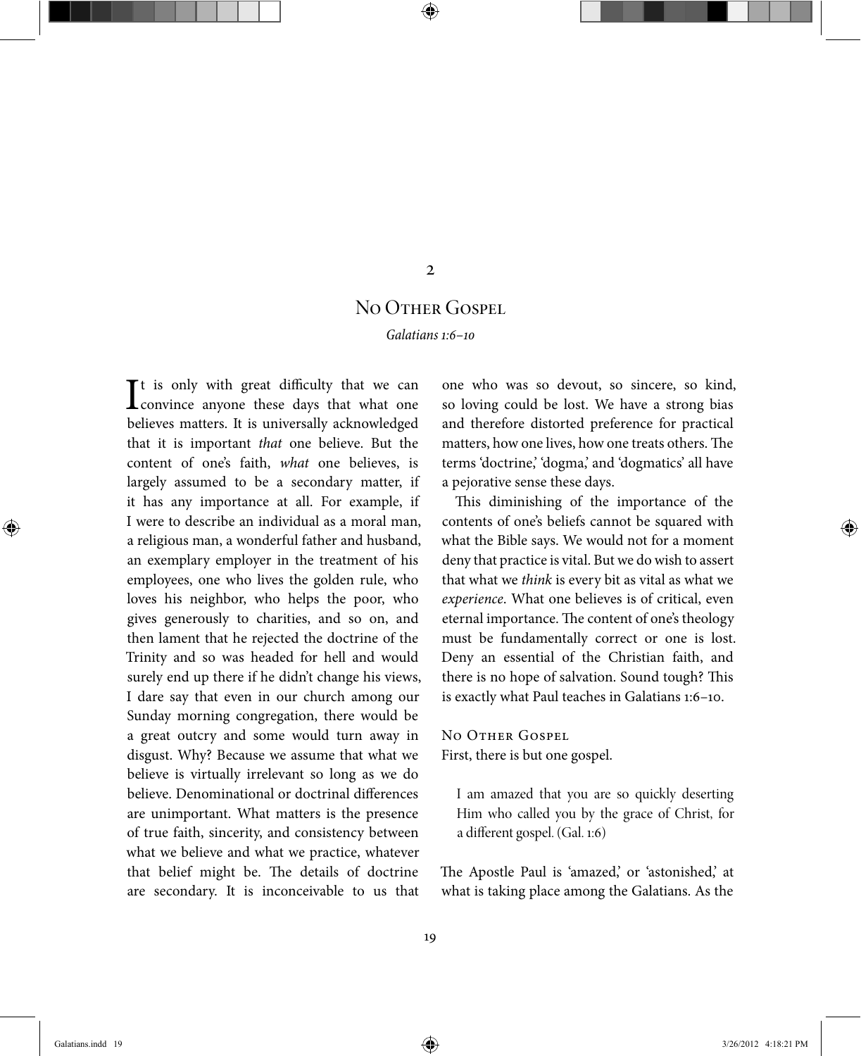## 2

# No Other Gospel

*Galatians 1:6–10*

It is only with great difficulty that we can convince anyone these days that what one believes matters. It is universally acknowledged that it is important *that* one believe. But the content of one's faith, *what* one believes, is largely assumed to be a secondary matter, if it has any importance at all. For example, if I were to describe an individual as a moral man, a religious man, a wonderful father and husband, an exemplary employer in the treatment of his employees, one who lives the golden rule, who loves his neighbor, who helps the poor, who gives generously to charities, and so on, and then lament that he rejected the doctrine of the Trinity and so was headed for hell and would surely end up there if he didn't change his views, I dare say that even in our church among our Sunday morning congregation, there would be a great outcry and some would turn away in disgust. Why? Because we assume that what we believe is virtually irrelevant so long as we do believe. Denominational or doctrinal differences are unimportant. What matters is the presence of true faith, sincerity, and consistency between what we believe and what we practice, whatever that belief might be. The details of doctrine are secondary. It is inconceivable to us that one who was so devout, so sincere, so kind, so loving could be lost. We have a strong bias and therefore distorted preference for practical matters, how one lives, how one treats others. The terms 'doctrine,' 'dogma,' and 'dogmatics' all have a pejorative sense these days.

This diminishing of the importance of the contents of one's beliefs cannot be squared with what the Bible says. We would not for a moment deny that practice is vital. But we do wish to assert that what we *think* is every bit as vital as what we *experience*. What one believes is of critical, even eternal importance. The content of one's theology must be fundamentally correct or one is lost. Deny an essential of the Christian faith, and there is no hope of salvation. Sound tough? This is exactly what Paul teaches in Galatians 1:6–10.

### No Other Gospel

First, there is but one gospel.

> I am amazed that you are so quickly deserting Him who called you by the grace of Christ, for a different gospel. (Gal. 1:6)

The Apostle Paul is 'amazed,' or 'astonished,' at what is taking place among the Galatians. As the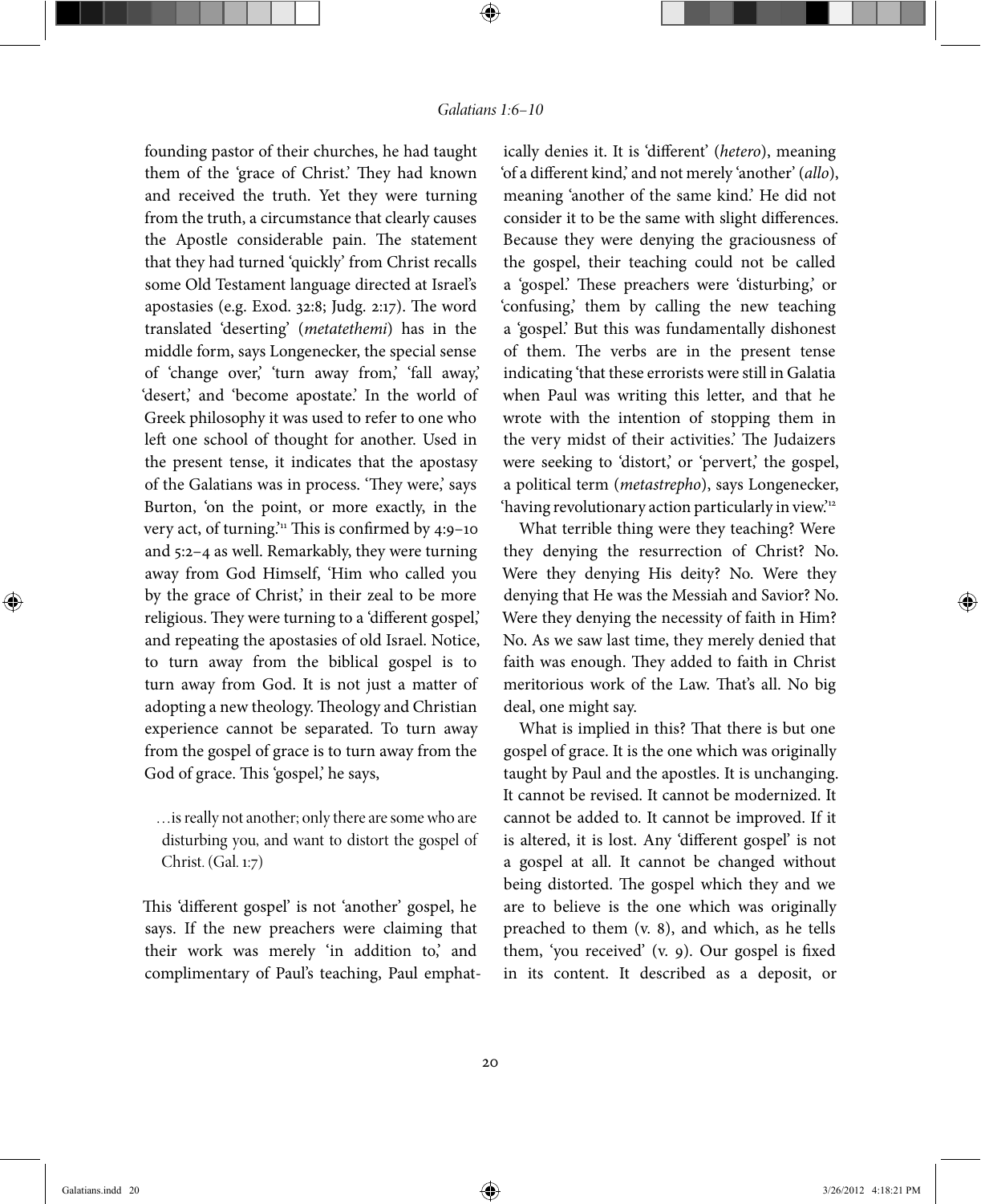founding pastor of their churches, he had taught them of the 'grace of Christ.' They had known and received the truth. Yet they were turning from the truth, a circumstance that clearly causes the Apostle considerable pain. The statement that they had turned 'quickly' from Christ recalls some Old Testament language directed at Israel's apostasies (e.g. Exod. 32:8; Judg. 2:17). The word translated 'deserting' (*metatethemi*) has in the middle form, says Longenecker, the special sense of 'change over,' 'turn away from,' 'fall away,' 'desert,' and 'become apostate.' In the world of Greek philosophy it was used to refer to one who left one school of thought for another. Used in the present tense, it indicates that the apostasy of the Galatians was in process. 'They were,' says Burton, 'on the point, or more exactly, in the very act, of turning.'[11] This is confirmed by 4:9–10 and 5:2–4 as well. Remarkably, they were turning away from God Himself, 'Him who called you by the grace of Christ,' in their zeal to be more religious. They were turning to a 'different gospel,' and repeating the apostasies of old Israel. Notice, to turn away from the biblical gospel is to turn away from God. It is not just a matter of adopting a new theology. Theology and Christian experience cannot be separated. To turn away from the gospel of grace is to turn away from the God of grace. This 'gospel,' he says,

> …is really not another; only there are some who are disturbing you, and want to distort the gospel of Christ. (Gal. 1:7)

This 'different gospel' is not 'another' gospel, he says. If the new preachers were claiming that their work was merely 'in addition to,' and complimentary of Paul's teaching, Paul emphatically denies it. It is 'different' (*hetero*), meaning 'of a different kind,' and not merely 'another' (*allo*), meaning 'another of the same kind.' He did not consider it to be the same with slight differences. Because they were denying the graciousness of the gospel, their teaching could not be called a 'gospel.' These preachers were 'disturbing,' or 'confusing,' them by calling the new teaching a 'gospel.' But this was fundamentally dishonest of them. The verbs are in the present tense indicating 'that these errorists were still in Galatia when Paul was writing this letter, and that he wrote with the intention of stopping them in the very midst of their activities.' The Judaizers were seeking to 'distort,' or 'pervert,' the gospel, a political term (*metastrepho*), says Longenecker, 'having revolutionary action particularly in view.'[12]

What terrible thing were they teaching? Were they denying the resurrection of Christ? No. Were they denying His deity? No. Were they denying that He was the Messiah and Savior? No. Were they denying the necessity of faith in Him? No. As we saw last time, they merely denied that faith was enough. They added to faith in Christ meritorious work of the Law. That's all. No big deal, one might say.

What is implied in this? That there is but one gospel of grace. It is the one which was originally taught by Paul and the apostles. It is unchanging. It cannot be revised. It cannot be modernized. It cannot be added to. It cannot be improved. If it is altered, it is lost. Any 'different gospel' is not a gospel at all. It cannot be changed without being distorted. The gospel which they and we are to believe is the one which was originally preached to them (v. 8), and which, as he tells them, 'you received' (v. 9). Our gospel is fixed in its content. It described as a deposit, or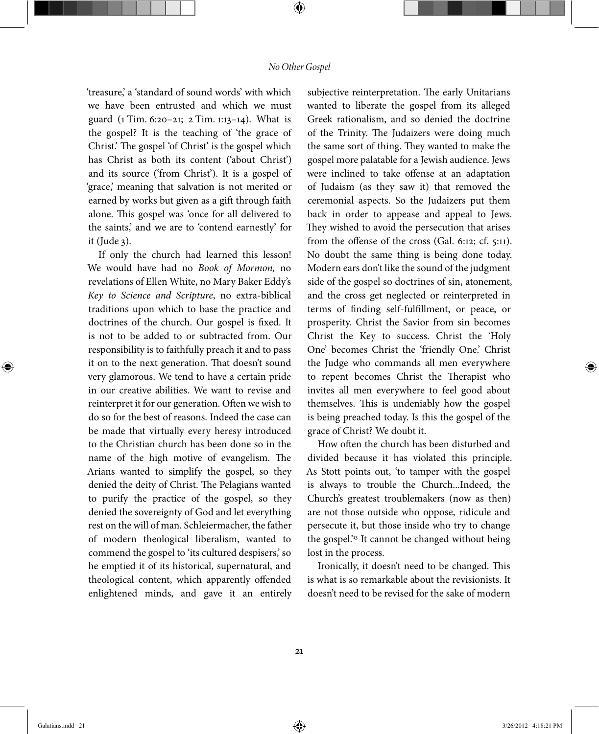'treasure,' a 'standard of sound words' with which we have been entrusted and which we must guard (1 Tim. 6:20–21; 2 Tim. 1:13–14). What is the gospel? It is the teaching of 'the grace of Christ.' The gospel 'of Christ' is the gospel which has Christ as both its content ('about Christ') and its source ('from Christ'). It is a gospel of 'grace,' meaning that salvation is not merited or earned by works but given as a gift through faith alone. This gospel was 'once for all delivered to the saints,' and we are to 'contend earnestly' for it (Jude 3).

If only the church had learned this lesson! We would have had no *Book of Mormon,* no revelations of Ellen White, no Mary Baker Eddy's *Key to Science and Scripture*, no extra-biblical traditions upon which to base the practice and doctrines of the church. Our gospel is fixed. It is not to be added to or subtracted from. Our responsibility is to faithfully preach it and to pass it on to the next generation. That doesn't sound very glamorous. We tend to have a certain pride in our creative abilities. We want to revise and reinterpret it for our generation. Often we wish to do so for the best of reasons. Indeed the case can be made that virtually every heresy introduced to the Christian church has been done so in the name of the high motive of evangelism. The Arians wanted to simplify the gospel, so they denied the deity of Christ. The Pelagians wanted to purify the practice of the gospel, so they denied the sovereignty of God and let everything rest on the will of man. Schleiermacher, the father of modern theological liberalism, wanted to commend the gospel to 'its cultured despisers,' so he emptied it of its historical, supernatural, and theological content, which apparently offended enlightened minds, and gave it an entirely subjective reinterpretation. The early Unitarians wanted to liberate the gospel from its alleged Greek rationalism, and so denied the doctrine of the Trinity. The Judaizers were doing much the same sort of thing. They wanted to make the gospel more palatable for a Jewish audience. Jews were inclined to take offense at an adaptation of Judaism (as they saw it) that removed the ceremonial aspects. So the Judaizers put them back in order to appease and appeal to Jews. They wished to avoid the persecution that arises from the offense of the cross (Gal. 6:12; cf. 5:11). No doubt the same thing is being done today. Modern ears don't like the sound of the judgment side of the gospel so doctrines of sin, atonement, and the cross get neglected or reinterpreted in terms of finding self-fulfillment, or peace, or prosperity. Christ the Savior from sin becomes Christ the Key to success. Christ the 'Holy One' becomes Christ the 'friendly One.' Christ the Judge who commands all men everywhere to repent becomes Christ the Therapist who invites all men everywhere to feel good about themselves. This is undeniably how the gospel is being preached today. Is this the gospel of the grace of Christ? We doubt it.

How often the church has been disturbed and divided because it has violated this principle. As Stott points out, 'to tamper with the gospel is always to trouble the Church...Indeed, the Church's greatest troublemakers (now as then) are not those outside who oppose, ridicule and persecute it, but those inside who try to change the gospel.'[13] It cannot be changed without being lost in the process.

Ironically, it doesn't need to be changed. This is what is so remarkable about the revisionists. It doesn't need to be revised for the sake of modern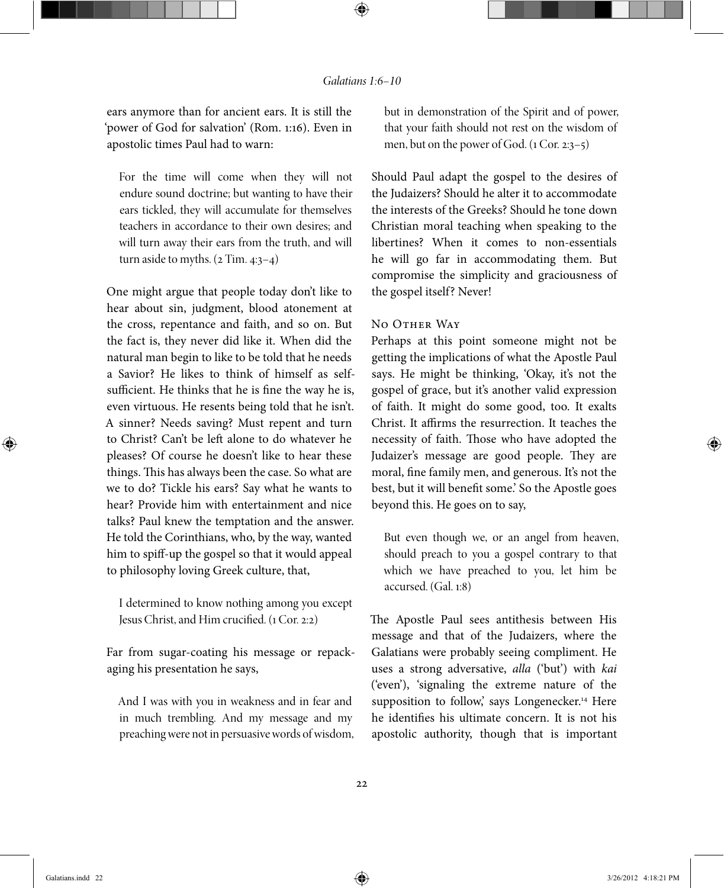ears anymore than for ancient ears. It is still the 'power of God for salvation' (Rom. 1:16). Even in apostolic times Paul had to warn:

> For the time will come when they will not endure sound doctrine; but wanting to have their ears tickled, they will accumulate for themselves teachers in accordance to their own desires; and will turn away their ears from the truth, and will turn aside to myths. (2 Tim. 4:3–4)

One might argue that people today don't like to hear about sin, judgment, blood atonement at the cross, repentance and faith, and so on. But the fact is, they never did like it. When did the natural man begin to like to be told that he needs a Savior? He likes to think of himself as self-sufficient. He thinks that he is fine the way he is, even virtuous. He resents being told that he isn't. A sinner? Needs saving? Must repent and turn to Christ? Can't be left alone to do whatever he pleases? Of course he doesn't like to hear these things. This has always been the case. So what are we to do? Tickle his ears? Say what he wants to hear? Provide him with entertainment and nice talks? Paul knew the temptation and the answer. He told the Corinthians, who, by the way, wanted him to spiff-up the gospel so that it would appeal to philosophy loving Greek culture, that,

> I determined to know nothing among you except Jesus Christ, and Him crucified. (1 Cor. 2:2)

Far from sugar-coating his message or repackaging his presentation he says,

> And I was with you in weakness and in fear and in much trembling. And my message and my preaching were not in persuasive words of wisdom, but in demonstration of the Spirit and of power, that your faith should not rest on the wisdom of men, but on the power of God. (1 Cor. 2:3–5)

Should Paul adapt the gospel to the desires of the Judaizers? Should he alter it to accommodate the interests of the Greeks? Should he tone down Christian moral teaching when speaking to the libertines? When it comes to non-essentials he will go far in accommodating them. But compromise the simplicity and graciousness of the gospel itself? Never!

### No Other Way

Perhaps at this point someone might not be getting the implications of what the Apostle Paul says. He might be thinking, 'Okay, it's not the gospel of grace, but it's another valid expression of faith. It might do some good, too. It exalts Christ. It affirms the resurrection. It teaches the necessity of faith. Those who have adopted the Judaizer's message are good people. They are moral, fine family men, and generous. It's not the best, but it will benefit some.' So the Apostle goes beyond this. He goes on to say,

> But even though we, or an angel from heaven, should preach to you a gospel contrary to that which we have preached to you, let him be accursed. (Gal. 1:8)

The Apostle Paul sees antithesis between His message and that of the Judaizers, where the Galatians were probably seeing compliment. He uses a strong adversative, *alla* ('but') with *kai* ('even'), 'signaling the extreme nature of the supposition to follow,' says Longenecker.[14] Here he identifies his ultimate concern. It is not his apostolic authority, though that is important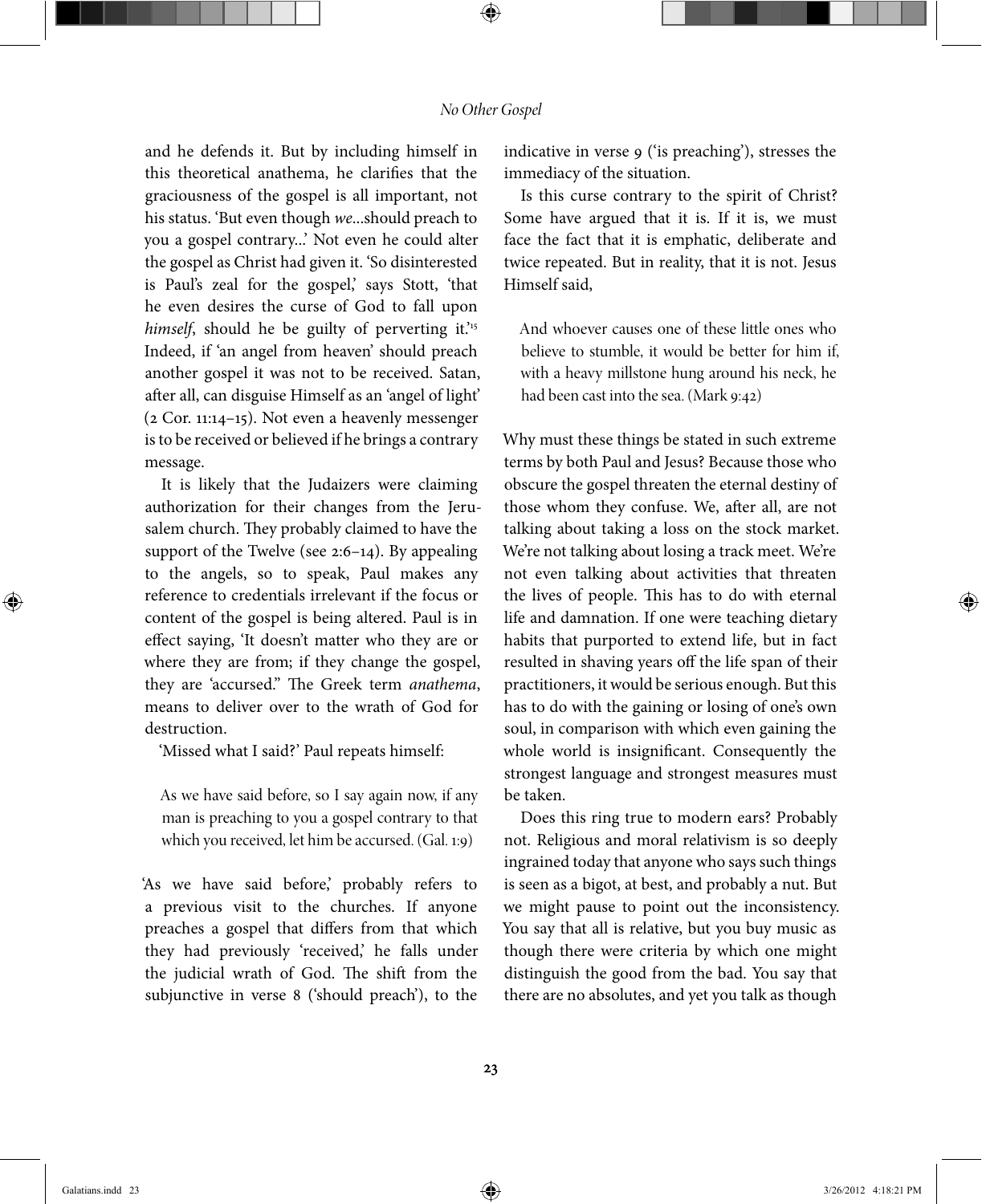and he defends it. But by including himself in this theoretical anathema, he clarifies that the graciousness of the gospel is all important, not his status. 'But even though *we*...should preach to you a gospel contrary...' Not even he could alter the gospel as Christ had given it. 'So disinterested is Paul's zeal for the gospel,' says Stott, 'that he even desires the curse of God to fall upon *himself*, should he be guilty of perverting it.'[15] Indeed, if 'an angel from heaven' should preach another gospel it was not to be received. Satan, after all, can disguise Himself as an 'angel of light' (2 Cor. 11:14–15). Not even a heavenly messenger is to be received or believed if he brings a contrary message.

It is likely that the Judaizers were claiming authorization for their changes from the Jerusalem church. They probably claimed to have the support of the Twelve (see 2:6–14). By appealing to the angels, so to speak, Paul makes any reference to credentials irrelevant if the focus or content of the gospel is being altered. Paul is in effect saying, 'It doesn't matter who they are or where they are from; if they change the gospel, they are 'accursed." The Greek term *anathema*, means to deliver over to the wrath of God for destruction.

'Missed what I said?' Paul repeats himself:

> As we have said before, so I say again now, if any man is preaching to you a gospel contrary to that which you received, let him be accursed. (Gal. 1:9)

'As we have said before,' probably refers to a previous visit to the churches. If anyone preaches a gospel that differs from that which they had previously 'received,' he falls under the judicial wrath of God. The shift from the subjunctive in verse 8 ('should preach'), to the indicative in verse 9 ('is preaching'), stresses the immediacy of the situation.

Is this curse contrary to the spirit of Christ? Some have argued that it is. If it is, we must face the fact that it is emphatic, deliberate and twice repeated. But in reality, that it is not. Jesus Himself said,

> And whoever causes one of these little ones who believe to stumble, it would be better for him if, with a heavy millstone hung around his neck, he had been cast into the sea. (Mark 9:42)

Why must these things be stated in such extreme terms by both Paul and Jesus? Because those who obscure the gospel threaten the eternal destiny of those whom they confuse. We, after all, are not talking about taking a loss on the stock market. We're not talking about losing a track meet. We're not even talking about activities that threaten the lives of people. This has to do with eternal life and damnation. If one were teaching dietary habits that purported to extend life, but in fact resulted in shaving years off the life span of their practitioners, it would be serious enough. But this has to do with the gaining or losing of one's own soul, in comparison with which even gaining the whole world is insignificant. Consequently the strongest language and strongest measures must be taken.

Does this ring true to modern ears? Probably not. Religious and moral relativism is so deeply ingrained today that anyone who says such things is seen as a bigot, at best, and probably a nut. But we might pause to point out the inconsistency. You say that all is relative, but you buy music as though there were criteria by which one might distinguish the good from the bad. You say that there are no absolutes, and yet you talk as though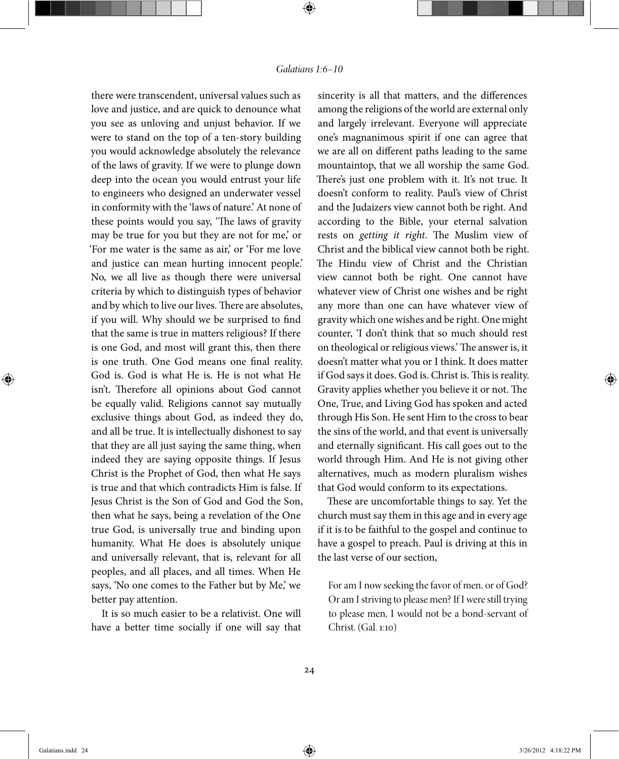there were transcendent, universal values such as love and justice, and are quick to denounce what you see as unloving and unjust behavior. If we were to stand on the top of a ten-story building you would acknowledge absolutely the relevance of the laws of gravity. If we were to plunge down deep into the ocean you would entrust your life to engineers who designed an underwater vessel in conformity with the 'laws of nature.' At none of these points would you say, 'The laws of gravity may be true for you but they are not for me,' or 'For me water is the same as air,' or 'For me love and justice can mean hurting innocent people.' No, we all live as though there were universal criteria by which to distinguish types of behavior and by which to live our lives. There are absolutes, if you will. Why should we be surprised to find that the same is true in matters religious? If there is one God, and most will grant this, then there is one truth. One God means one final reality. God is. God is what He is. He is not what He isn't. Therefore all opinions about God cannot be equally valid. Religions cannot say mutually exclusive things about God, as indeed they do, and all be true. It is intellectually dishonest to say that they are all just saying the same thing, when indeed they are saying opposite things. If Jesus Christ is the Prophet of God, then what He says is true and that which contradicts Him is false. If Jesus Christ is the Son of God and God the Son, then what he says, being a revelation of the One true God, is universally true and binding upon humanity. What He does is absolutely unique and universally relevant, that is, relevant for all peoples, and all places, and all times. When He says, 'No one comes to the Father but by Me,' we better pay attention.

It is so much easier to be a relativist. One will have a better time socially if one will say that sincerity is all that matters, and the differences among the religions of the world are external only and largely irrelevant. Everyone will appreciate one's magnanimous spirit if one can agree that we are all on different paths leading to the same mountaintop, that we all worship the same God. There's just one problem with it. It's not true. It doesn't conform to reality. Paul's view of Christ and the Judaizers view cannot both be right. And according to the Bible, your eternal salvation rests on *getting it right*. The Muslim view of Christ and the biblical view cannot both be right. The Hindu view of Christ and the Christian view cannot both be right. One cannot have whatever view of Christ one wishes and be right any more than one can have whatever view of gravity which one wishes and be right. One might counter, 'I don't think that so much should rest on theological or religious views.' The answer is, it doesn't matter what you or I think. It does matter if God says it does. God is. Christ is. This is reality. Gravity applies whether you believe it or not. The One, True, and Living God has spoken and acted through His Son. He sent Him to the cross to bear the sins of the world, and that event is universally and eternally significant. His call goes out to the world through Him. And He is not giving other alternatives, much as modern pluralism wishes that God would conform to its expectations.

These are uncomfortable things to say. Yet the church must say them in this age and in every age if it is to be faithful to the gospel and continue to have a gospel to preach. Paul is driving at this in the last verse of our section,

> For am I now seeking the favor of men, or of God? Or am I striving to please men? If I were still trying to please men, I would not be a bond-servant of Christ. (Gal. 1:10)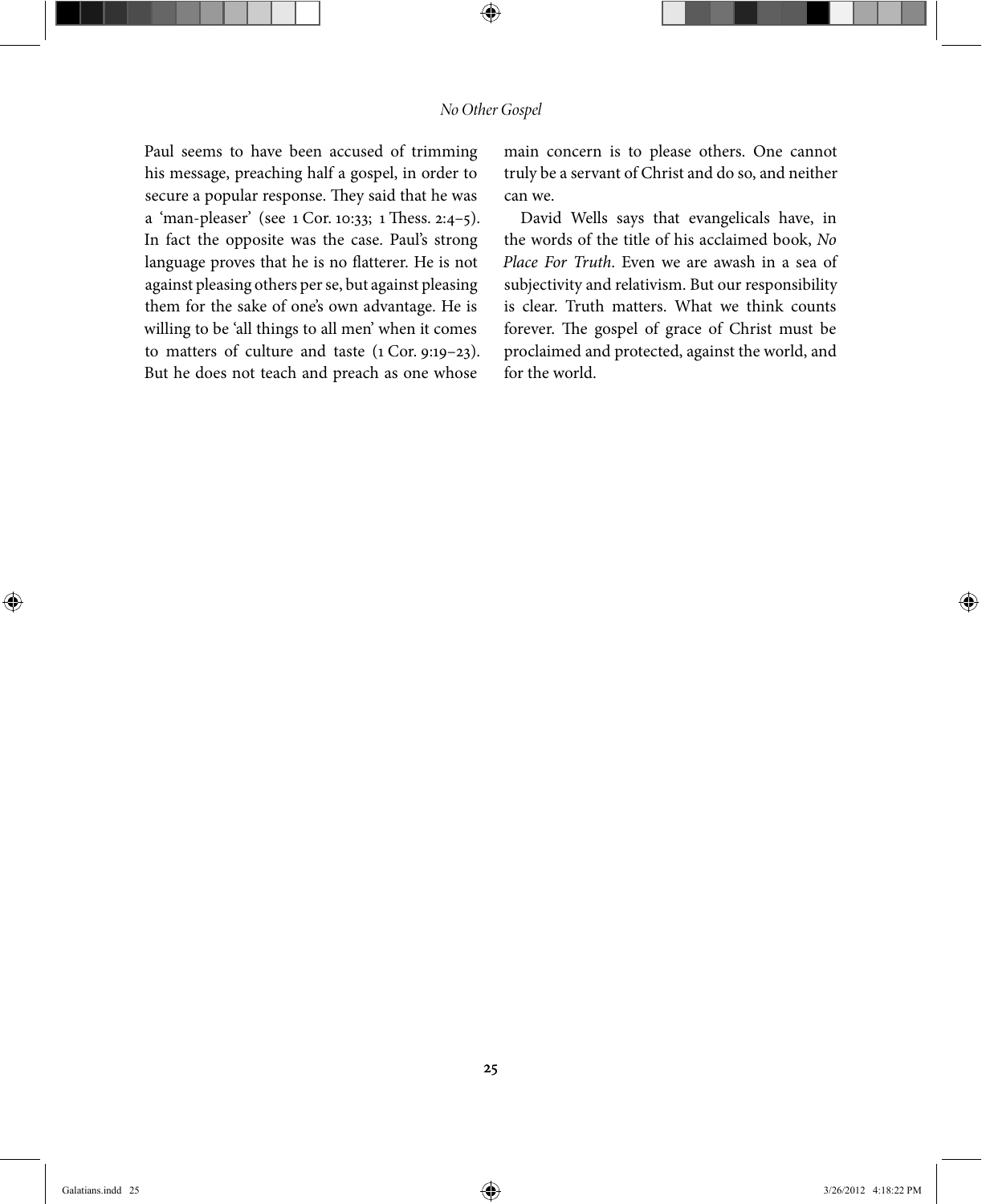Paul seems to have been accused of trimming his message, preaching half a gospel, in order to secure a popular response. They said that he was a 'man-pleaser' (see 1 Cor. 10:33; 1 Thess. 2:4–5). In fact the opposite was the case. Paul's strong language proves that he is no flatterer. He is not against pleasing others per se, but against pleasing them for the sake of one's own advantage. He is willing to be 'all things to all men' when it comes to matters of culture and taste (1 Cor. 9:19–23). But he does not teach and preach as one whose main concern is to please others. One cannot truly be a servant of Christ and do so, and neither can we.

David Wells says that evangelicals have, in the words of the title of his acclaimed book, *No Place For Truth*. Even we are awash in a sea of subjectivity and relativism. But our responsibility is clear. Truth matters. What we think counts forever. The gospel of grace of Christ must be proclaimed and protected, against the world, and for the world.